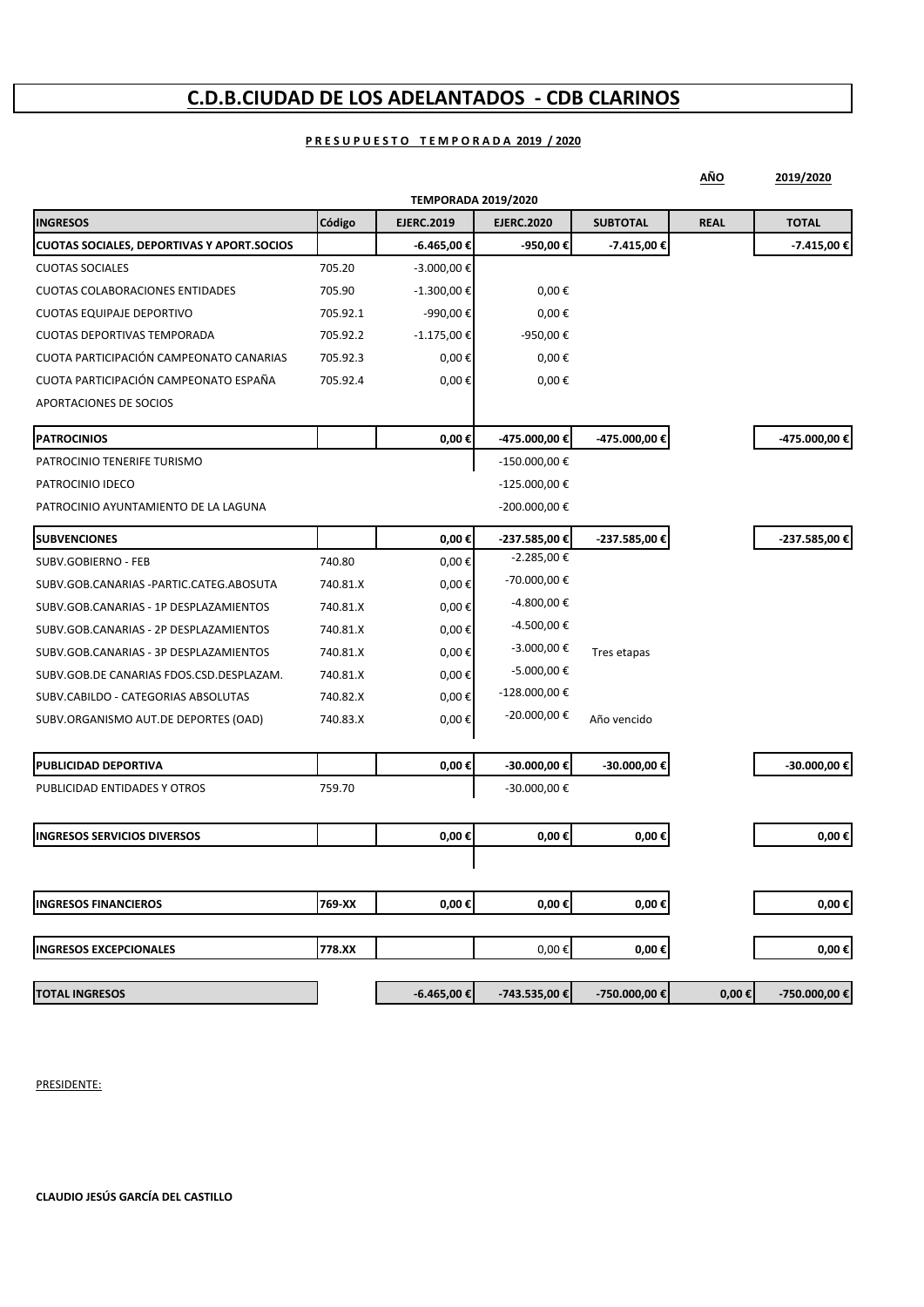# C.D.B.CIUDAD DE LOS ADELANTADOS - CDB CLARINOS

**PRESUPUESTO TEMPORADA 2019 / 2020**

**AÑO** 2019/2020

| | | TEMPORADA 2019/2020 | | | | |
|---|---|---|---|---|---|---|
| **INGRESOS** | **Código** | **EJERC.2019** | **EJERC.2020** | **SUBTOTAL** | **REAL** | **TOTAL** |
| **CUOTAS SOCIALES, DEPORTIVAS Y APORT.SOCIOS** | | **-6.465,00 €** | **-950,00 €** | **-7.415,00 €** | | **-7.415,00 €** |
| CUOTAS SOCIALES | 705.20 | -3.000,00 € | | | | |
| CUOTAS COLABORACIONES ENTIDADES | 705.90 | -1.300,00 € | 0,00 € | | | |
| CUOTAS EQUIPAJE DEPORTIVO | 705.92.1 | -990,00 € | 0,00 € | | | |
| CUOTAS DEPORTIVAS TEMPORADA | 705.92.2 | -1.175,00 € | -950,00 € | | | |
| CUOTA PARTICIPACIÓN CAMPEONATO CANARIAS | 705.92.3 | 0,00 € | 0,00 € | | | |
| CUOTA PARTICIPACIÓN CAMPEONATO ESPAÑA | 705.92.4 | 0,00 € | 0,00 € | | | |
| APORTACIONES DE SOCIOS | | | | | | |
| **PATROCINIOS** | | **0,00 €** | **-475.000,00 €** | **-475.000,00 €** | | **-475.000,00 €** |
| PATROCINIO TENERIFE TURISMO | | | -150.000,00 € | | | |
| PATROCINIO IDECO | | | -125.000,00 € | | | |
| PATROCINIO AYUNTAMIENTO DE LA LAGUNA | | | -200.000,00 € | | | |
| **SUBVENCIONES** | | **0,00 €** | **-237.585,00 €** | **-237.585,00 €** | | **-237.585,00 €** |
| SUBV.GOBIERNO - FEB | 740.80 | 0,00 € | -2.285,00 € | | | |
| SUBV.GOB.CANARIAS -PARTIC.CATEG.ABOSUTA | 740.81.X | 0,00 € | -70.000,00 € | | | |
| SUBV.GOB.CANARIAS - 1P DESPLAZAMIENTOS | 740.81.X | 0,00 € | -4.800,00 € | | | |
| SUBV.GOB.CANARIAS - 2P DESPLAZAMIENTOS | 740.81.X | 0,00 € | -4.500,00 € | | | |
| SUBV.GOB.CANARIAS - 3P DESPLAZAMIENTOS | 740.81.X | 0,00 € | -3.000,00 € | Tres etapas | | |
| SUBV.GOB.DE CANARIAS FDOS.CSD.DESPLAZAM. | 740.81.X | 0,00 € | -5.000,00 € | | | |
| SUBV.CABILDO - CATEGORIAS ABSOLUTAS | 740.82.X | 0,00 € | -128.000,00 € | | | |
| SUBV.ORGANISMO AUT.DE DEPORTES (OAD) | 740.83.X | 0,00 € | -20.000,00 € | Año vencido | | |
| **PUBLICIDAD DEPORTIVA** | | **0,00 €** | **-30.000,00 €** | **-30.000,00 €** | | **-30.000,00 €** |
| PUBLICIDAD ENTIDADES Y OTROS | 759.70 | | -30.000,00 € | | | |
| **INGRESOS SERVICIOS DIVERSOS** | | **0,00 €** | **0,00 €** | **0,00 €** | | **0,00 €** |
| **INGRESOS FINANCIEROS** | **769-XX** | **0,00 €** | **0,00 €** | **0,00 €** | | **0,00 €** |
| **INGRESOS EXCEPCIONALES** | **778.XX** | | 0,00 € | **0,00 €** | | **0,00 €** |
| **TOTAL INGRESOS** | | **-6.465,00 €** | **-743.535,00 €** | **-750.000,00 €** | **0,00 €** | **-750.000,00 €** |

PRESIDENTE:

**CLAUDIO JESÚS GARCÍA DEL CASTILLO**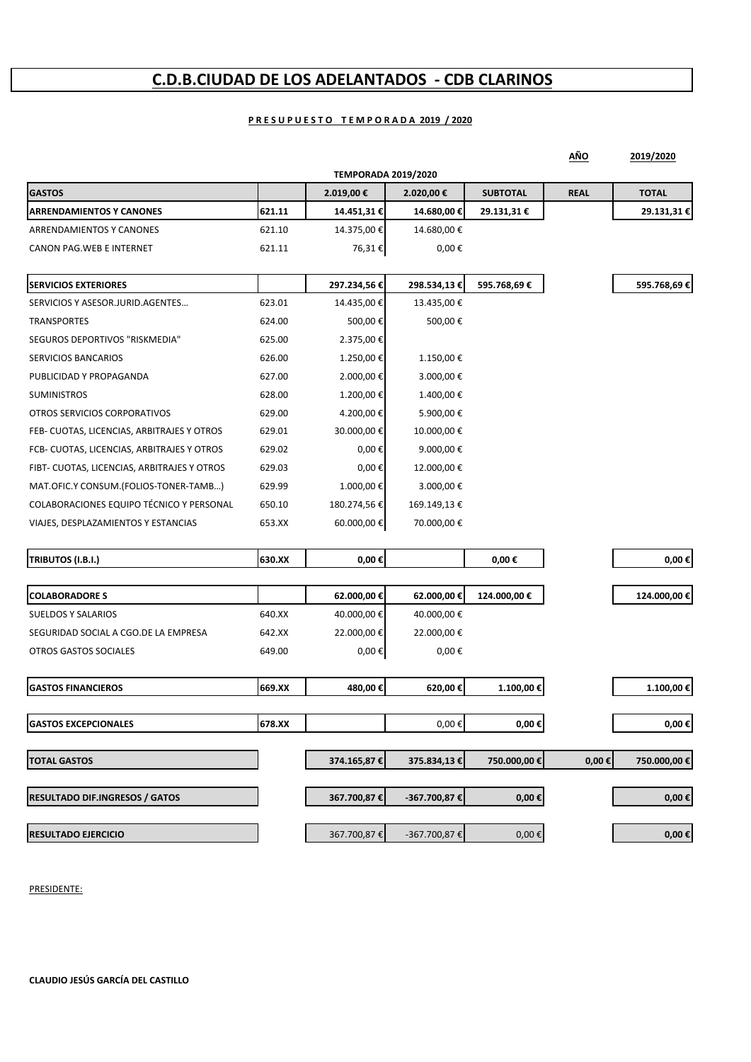# C.D.B.CIUDAD DE LOS ADELANTADOS - CDB CLARINOS

**P R E S U P U E S T O   T E M P O R A D A 2019 / 2020**

| | | | | | **AÑO** | **2019/2020** |
|---|---|---|---|---|---|---|
| | | **TEMPORADA 2019/2020** | | | | |
| **GASTOS** | | **2.019,00 €** | **2.020,00 €** | **SUBTOTAL** | **REAL** | **TOTAL** |
| **ARRENDAMIENTOS Y CANONES** | **621.11** | **14.451,31 €** | **14.680,00 €** | **29.131,31 €** | | **29.131,31 €** |
| ARRENDAMIENTOS Y CANONES | 621.10 | 14.375,00 € | 14.680,00 € | | | |
| CANON PAG.WEB E INTERNET | 621.11 | 76,31 € | 0,00 € | | | |
| **SERVICIOS EXTERIORES** | | **297.234,56 €** | **298.534,13 €** | **595.768,69 €** | | **595.768,69 €** |
| SERVICIOS Y ASESOR.JURID.AGENTES… | 623.01 | 14.435,00 € | 13.435,00 € | | | |
| TRANSPORTES | 624.00 | 500,00 € | 500,00 € | | | |
| SEGUROS DEPORTIVOS "RISKMEDIA" | 625.00 | 2.375,00 € | | | | |
| SERVICIOS BANCARIOS | 626.00 | 1.250,00 € | 1.150,00 € | | | |
| PUBLICIDAD Y PROPAGANDA | 627.00 | 2.000,00 € | 3.000,00 € | | | |
| SUMINISTROS | 628.00 | 1.200,00 € | 1.400,00 € | | | |
| OTROS SERVICIOS CORPORATIVOS | 629.00 | 4.200,00 € | 5.900,00 € | | | |
| FEB- CUOTAS, LICENCIAS, ARBITRAJES Y OTROS | 629.01 | 30.000,00 € | 10.000,00 € | | | |
| FCB- CUOTAS, LICENCIAS, ARBITRAJES Y OTROS | 629.02 | 0,00 € | 9.000,00 € | | | |
| FIBT- CUOTAS, LICENCIAS, ARBITRAJES Y OTROS | 629.03 | 0,00 € | 12.000,00 € | | | |
| MAT.OFIC.Y CONSUM.(FOLIOS-TONER-TAMB…) | 629.99 | 1.000,00 € | 3.000,00 € | | | |
| COLABORACIONES EQUIPO TÉCNICO Y PERSONAL | 650.10 | 180.274,56 € | 169.149,13 € | | | |
| VIAJES, DESPLAZAMIENTOS Y ESTANCIAS | 653.XX | 60.000,00 € | 70.000,00 € | | | |
| **TRIBUTOS (I.B.I.)** | **630.XX** | **0,00 €** | | **0,00 €** | | **0,00 €** |
| **COLABORADORE S** | | **62.000,00 €** | **62.000,00 €** | **124.000,00 €** | | **124.000,00 €** |
| SUELDOS Y SALARIOS | 640.XX | 40.000,00 € | 40.000,00 € | | | |
| SEGURIDAD SOCIAL A CGO.DE LA EMPRESA | 642.XX | 22.000,00 € | 22.000,00 € | | | |
| OTROS GASTOS SOCIALES | 649.00 | 0,00 € | 0,00 € | | | |
| **GASTOS FINANCIEROS** | **669.XX** | **480,00 €** | **620,00 €** | **1.100,00 €** | | **1.100,00 €** |
| **GASTOS EXCEPCIONALES** | **678.XX** | | 0,00 € | **0,00 €** | | **0,00 €** |
| **TOTAL GASTOS** | | **374.165,87 €** | **375.834,13 €** | **750.000,00 €** | **0,00 €** | **750.000,00 €** |
| **RESULTADO DIF.INGRESOS / GATOS** | | **367.700,87 €** | **-367.700,87 €** | **0,00 €** | | **0,00 €** |
| **RESULTADO EJERCICIO** | | 367.700,87 € | -367.700,87 € | 0,00 € | | **0,00 €** |

PRESIDENTE:

**CLAUDIO JESÚS GARCÍA DEL CASTILLO**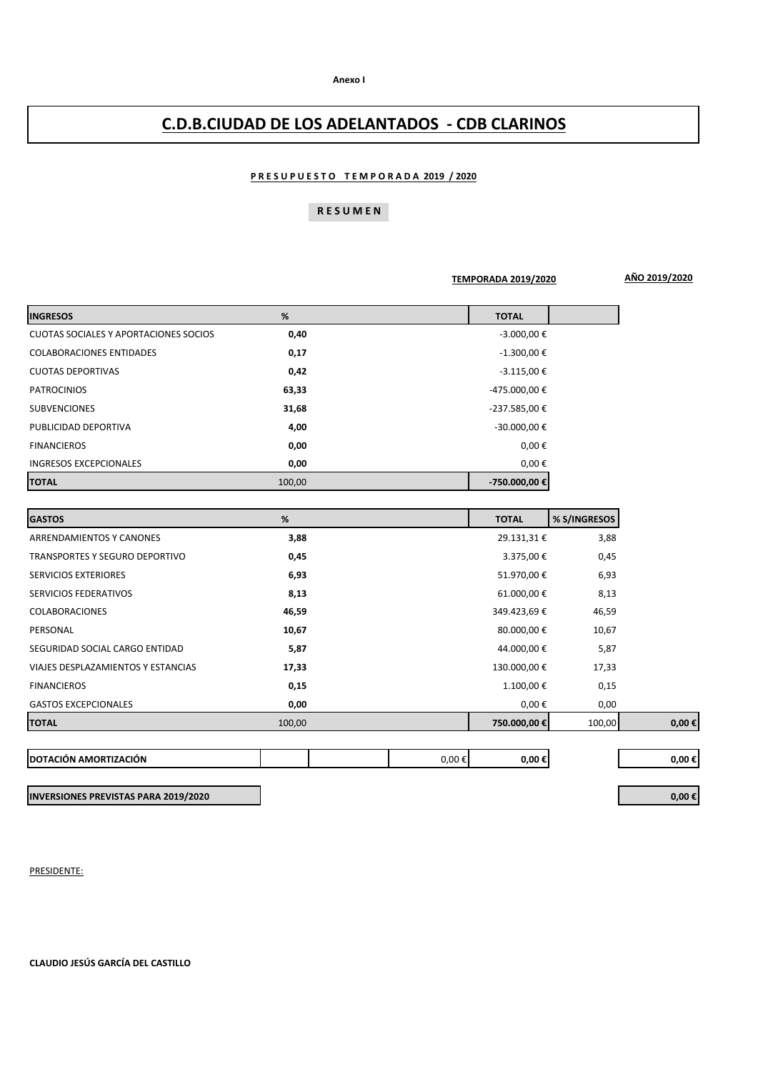**Anexo I**

# C.D.B.CIUDAD DE LOS ADELANTADOS - CDB CLARINOS

**P R E S U P U E S T O   T E M P O R A D A 2019 / 2020**

**R E S U M E N**

| | | TEMPORADA 2019/2020 | | AÑO 2019/2020 |
|---|---|---|---|---|
| **INGRESOS** | **%** | **TOTAL** | | |
| CUOTAS SOCIALES Y APORTACIONES SOCIOS | **0,40** | -3.000,00 € | | |
| COLABORACIONES ENTIDADES | **0,17** | -1.300,00 € | | |
| CUOTAS DEPORTIVAS | **0,42** | -3.115,00 € | | |
| PATROCINIOS | **63,33** | -475.000,00 € | | |
| SUBVENCIONES | **31,68** | -237.585,00 € | | |
| PUBLICIDAD DEPORTIVA | **4,00** | -30.000,00 € | | |
| FINANCIEROS | **0,00** | 0,00 € | | |
| INGRESOS EXCEPCIONALES | **0,00** | 0,00 € | | |
| **TOTAL** | 100,00 | **-750.000,00 €** | | |

| **GASTOS** | **%** | **TOTAL** | **% S/INGRESOS** | |
|---|---|---|---|---|
| ARRENDAMIENTOS Y CANONES | **3,88** | 29.131,31 € | 3,88 | |
| TRANSPORTES Y SEGURO DEPORTIVO | **0,45** | 3.375,00 € | 0,45 | |
| SERVICIOS EXTERIORES | **6,93** | 51.970,00 € | 6,93 | |
| SERVICIOS FEDERATIVOS | **8,13** | 61.000,00 € | 8,13 | |
| COLABORACIONES | **46,59** | 349.423,69 € | 46,59 | |
| PERSONAL | **10,67** | 80.000,00 € | 10,67 | |
| SEGURIDAD SOCIAL CARGO ENTIDAD | **5,87** | 44.000,00 € | 5,87 | |
| VIAJES DESPLAZAMIENTOS Y ESTANCIAS | **17,33** | 130.000,00 € | 17,33 | |
| FINANCIEROS | **0,15** | 1.100,00 € | 0,15 | |
| GASTOS EXCEPCIONALES | **0,00** | 0,00 € | 0,00 | |
| **TOTAL** | 100,00 | **750.000,00 €** | 100,00 | **0,00 €** |

| | | | | | |
|---|---|---|---|---|---|
| **DOTACIÓN AMORTIZACIÓN** | | | 0,00 € | **0,00 €** | **0,00 €** |

| | |
|---|---|
| **INVERSIONES PREVISTAS PARA 2019/2020** | **0,00 €** |

PRESIDENTE:

**CLAUDIO JESÚS GARCÍA DEL CASTILLO**